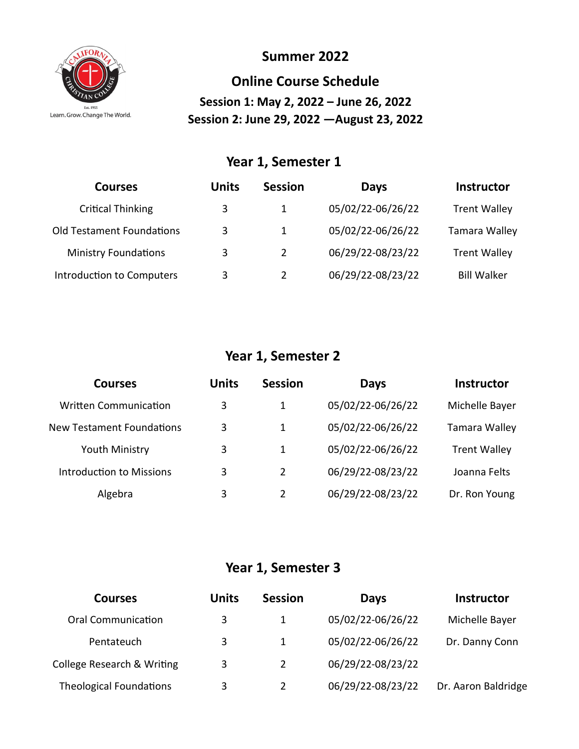California Christian College

Est. 1955

Learn. Grow. Change The World.

# Summer 2022

## Online Course Schedule

**Session 1: May 2, 2022 – June 26, 2022**

**Session 2: June 29, 2022 —August 23, 2022**

### Year 1, Semester 1

| Courses | Units | Session | Days | Instructor |
|---|---|---|---|---|
| Critical Thinking | 3 | 1 | 05/02/22-06/26/22 | Trent Walley |
| Old Testament Foundations | 3 | 1 | 05/02/22-06/26/22 | Tamara Walley |
| Ministry Foundations | 3 | 2 | 06/29/22-08/23/22 | Trent Walley |
| Introduction to Computers | 3 | 2 | 06/29/22-08/23/22 | Bill Walker |

### Year 1, Semester 2

| Courses | Units | Session | Days | Instructor |
|---|---|---|---|---|
| Written Communication | 3 | 1 | 05/02/22-06/26/22 | Michelle Bayer |
| New Testament Foundations | 3 | 1 | 05/02/22-06/26/22 | Tamara Walley |
| Youth Ministry | 3 | 1 | 05/02/22-06/26/22 | Trent Walley |
| Introduction to Missions | 3 | 2 | 06/29/22-08/23/22 | Joanna Felts |
| Algebra | 3 | 2 | 06/29/22-08/23/22 | Dr. Ron Young |

### Year 1, Semester 3

| Courses | Units | Session | Days | Instructor |
|---|---|---|---|---|
| Oral Communication | 3 | 1 | 05/02/22-06/26/22 | Michelle Bayer |
| Pentateuch | 3 | 1 | 05/02/22-06/26/22 | Dr. Danny Conn |
| College Research & Writing | 3 | 2 | 06/29/22-08/23/22 | |
| Theological Foundations | 3 | 2 | 06/29/22-08/23/22 | Dr. Aaron Baldridge |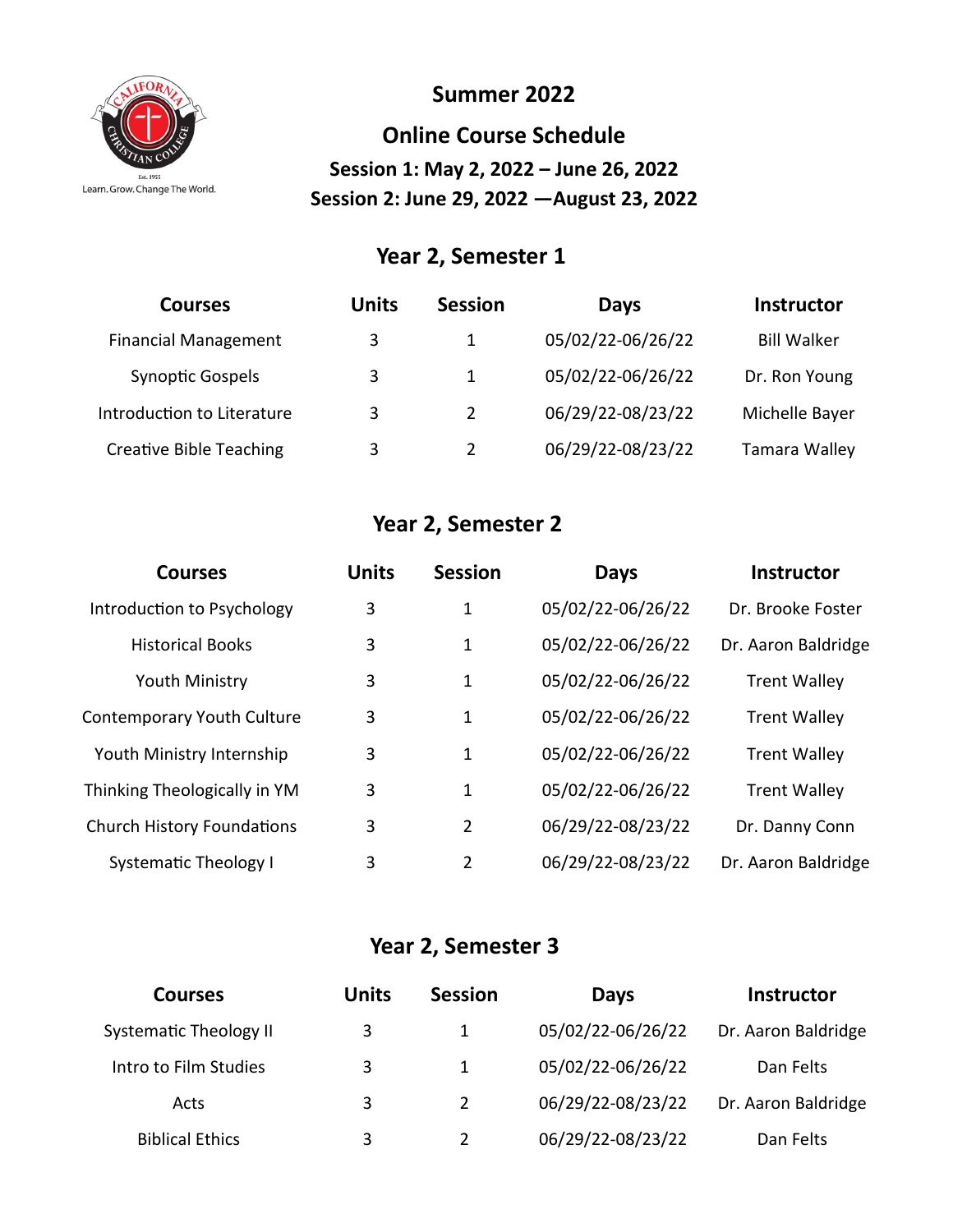Learn. Grow. Change The World.

# Summer 2022

## Online Course Schedule

**Session 1: May 2, 2022 – June 26, 2022**

**Session 2: June 29, 2022 —August 23, 2022**

## Year 2, Semester 1

| Courses | Units | Session | Days | Instructor |
|---|---|---|---|---|
| Financial Management | 3 | 1 | 05/02/22-06/26/22 | Bill Walker |
| Synoptic Gospels | 3 | 1 | 05/02/22-06/26/22 | Dr. Ron Young |
| Introduction to Literature | 3 | 2 | 06/29/22-08/23/22 | Michelle Bayer |
| Creative Bible Teaching | 3 | 2 | 06/29/22-08/23/22 | Tamara Walley |

## Year 2, Semester 2

| Courses | Units | Session | Days | Instructor |
|---|---|---|---|---|
| Introduction to Psychology | 3 | 1 | 05/02/22-06/26/22 | Dr. Brooke Foster |
| Historical Books | 3 | 1 | 05/02/22-06/26/22 | Dr. Aaron Baldridge |
| Youth Ministry | 3 | 1 | 05/02/22-06/26/22 | Trent Walley |
| Contemporary Youth Culture | 3 | 1 | 05/02/22-06/26/22 | Trent Walley |
| Youth Ministry Internship | 3 | 1 | 05/02/22-06/26/22 | Trent Walley |
| Thinking Theologically in YM | 3 | 1 | 05/02/22-06/26/22 | Trent Walley |
| Church History Foundations | 3 | 2 | 06/29/22-08/23/22 | Dr. Danny Conn |
| Systematic Theology I | 3 | 2 | 06/29/22-08/23/22 | Dr. Aaron Baldridge |

## Year 2, Semester 3

| Courses | Units | Session | Days | Instructor |
|---|---|---|---|---|
| Systematic Theology II | 3 | 1 | 05/02/22-06/26/22 | Dr. Aaron Baldridge |
| Intro to Film Studies | 3 | 1 | 05/02/22-06/26/22 | Dan Felts |
| Acts | 3 | 2 | 06/29/22-08/23/22 | Dr. Aaron Baldridge |
| Biblical Ethics | 3 | 2 | 06/29/22-08/23/22 | Dan Felts |